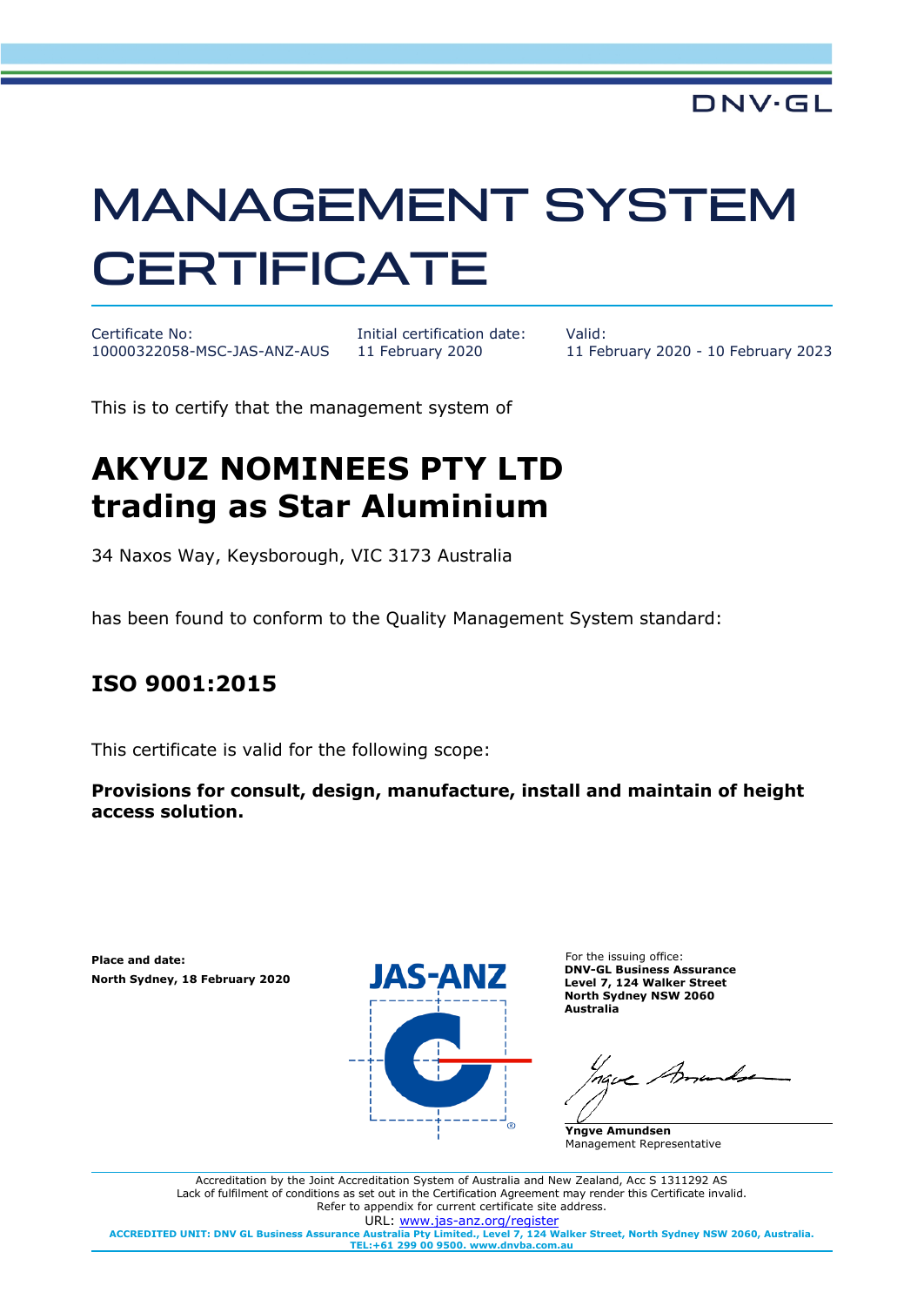DNV·GL

# MANAGEMENT SYSTEM CERTIFICATE

Certificate No:
10000322058-MSC-JAS-ANZ-AUS

Initial certification date:
11 February 2020

Valid:
11 February 2020 - 10 February 2023

This is to certify that the management system of

## AKYUZ NOMINEES PTY LTD trading as Star Aluminium

34 Naxos Way, Keysborough, VIC 3173 Australia

has been found to conform to the Quality Management System standard:

## ISO 9001:2015

This certificate is valid for the following scope:

**Provisions for consult, design, manufacture, install and maintain of height access solution.**

**Place and date:**
**North Sydney, 18 February 2020**

JAS-ANZ

For the issuing office:
**DNV-GL Business Assurance**
**Level 7, 124 Walker Street**
**North Sydney NSW 2060**
**Australia**

**Yngve Amundsen**
Management Representative

Accreditation by the Joint Accreditation System of Australia and New Zealand, Acc S 1311292 AS
Lack of fulfilment of conditions as set out in the Certification Agreement may render this Certificate invalid.
Refer to appendix for current certificate site address.
URL: www.jas-anz.org/register
**ACCREDITED UNIT: DNV GL Business Assurance Australia Pty Limited., Level 7, 124 Walker Street, North Sydney NSW 2060, Australia. TEL:+61 299 00 9500. www.dnvba.com.au**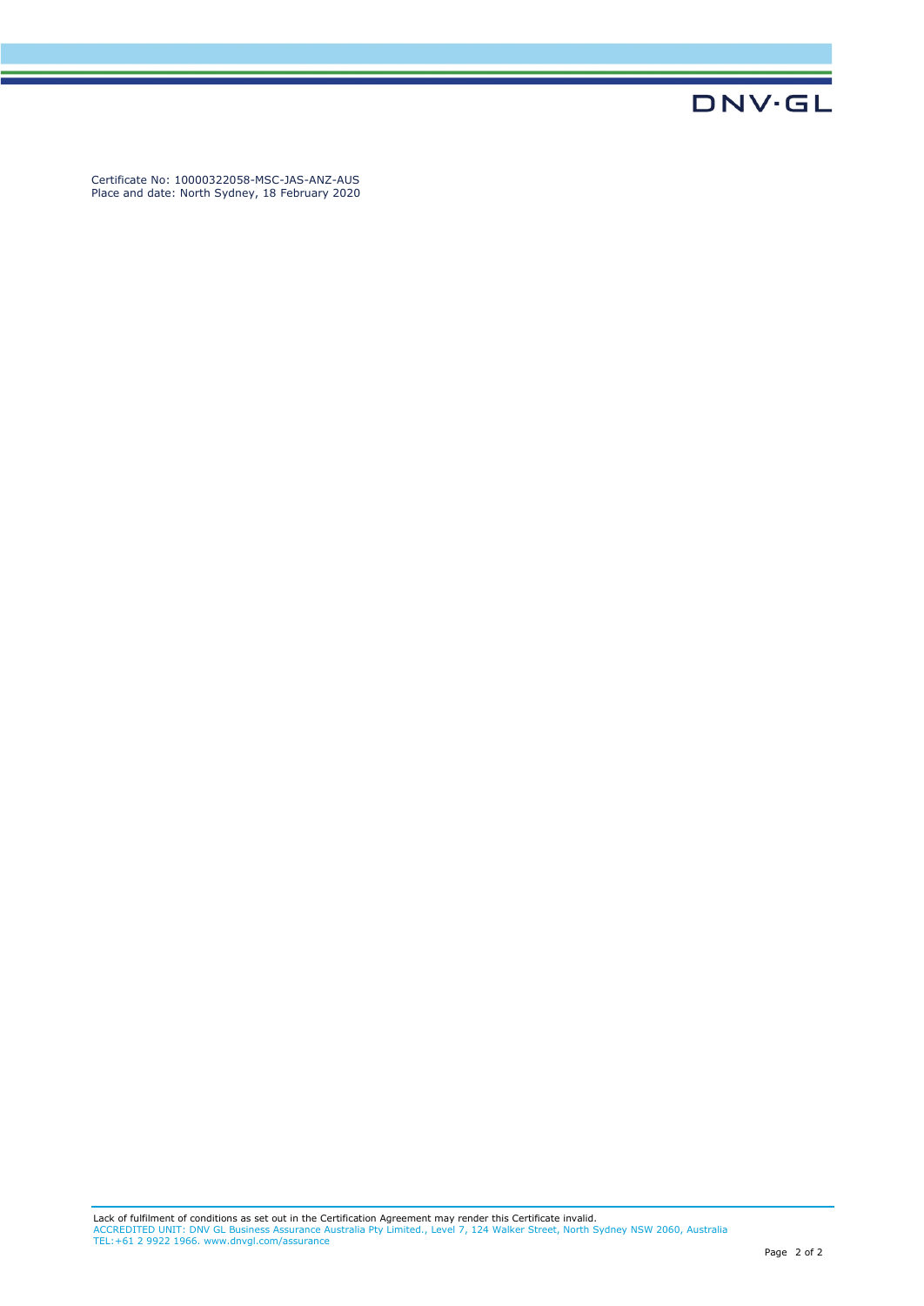Certificate No: 10000322058-MSC-JAS-ANZ-AUS
Place and date: North Sydney, 18 February 2020

Lack of fulfilment of conditions as set out in the Certification Agreement may render this Certificate invalid.
ACCREDITED UNIT: DNV GL Business Assurance Australia Pty Limited., Level 7, 124 Walker Street, North Sydney NSW 2060, Australia
TEL:+61 2 9922 1966. www.dnvgl.com/assurance